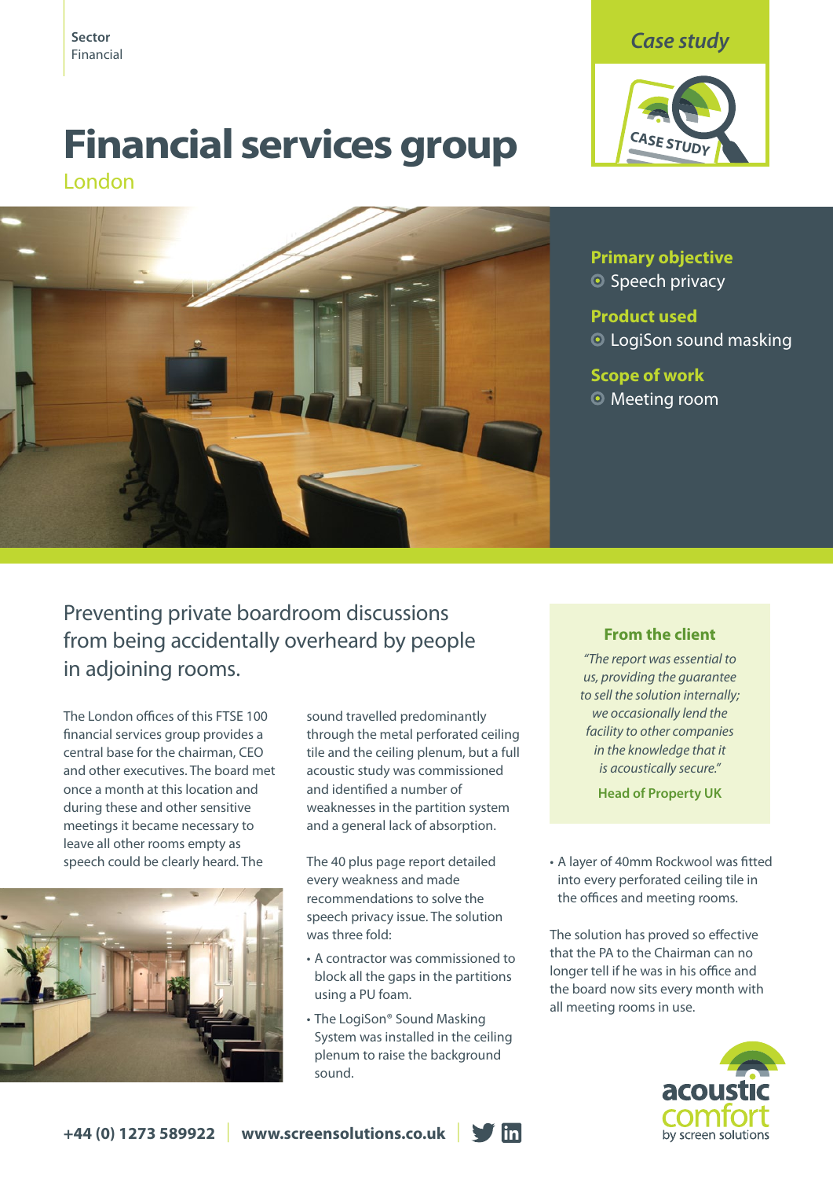**Sector**
Financial

Case study

# Financial services group

## London

### Primary objective

- Speech privacy

### Product used

- LogiSon sound masking

### Scope of work

- Meeting room

## Preventing private boardroom discussions from being accidentally overheard by people in adjoining rooms.

The London offices of this FTSE 100 financial services group provides a central base for the chairman, CEO and other executives. The board met once a month at this location and during these and other sensitive meetings it became necessary to leave all other rooms empty as speech could be clearly heard. The sound travelled predominantly through the metal perforated ceiling tile and the ceiling plenum, but a full acoustic study was commissioned and identified a number of weaknesses in the partition system and a general lack of absorption.

The 40 plus page report detailed every weakness and made recommendations to solve the speech privacy issue. The solution was three fold:

- A contractor was commissioned to block all the gaps in the partitions using a PU foam.
- The LogiSon® Sound Masking System was installed in the ceiling plenum to raise the background sound.
- A layer of 40mm Rockwool was fitted into every perforated ceiling tile in the offices and meeting rooms.

The solution has proved so effective that the PA to the Chairman can no longer tell if he was in his office and the board now sits every month with all meeting rooms in use.

### From the client

*"The report was essential to us, providing the guarantee to sell the solution internally; we occasionally lend the facility to other companies in the knowledge that it is acoustically secure."*

**Head of Property UK**

acoustic comfort by screen solutions

**+44 (0) 1273 589922** | **www.screensolutions.co.uk**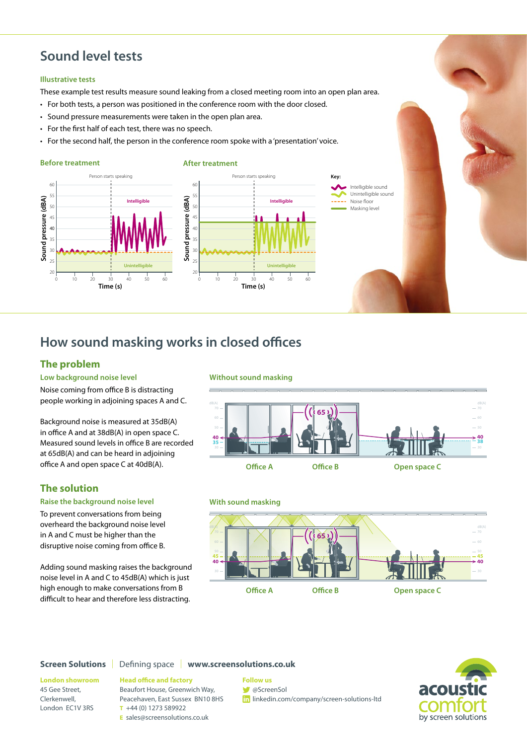# Sound level tests

### Illustrative tests

These example test results measure sound leaking from a closed meeting room into an open plan area.

- For both tests, a person was positioned in the conference room with the door closed.
- Sound pressure measurements were taken in the open plan area.
- For the first half of each test, there was no speech.
- For the second half, the person in the conference room spoke with a 'presentation' voice.

### Before treatment

Person starts speaking
Sound pressure (dBA)
60
55
50
45
40
35
30
25
20
Intelligible
Unintelligible
0 10 20 30 40 50 60
Time (s)

### After treatment

Person starts speaking
Sound pressure (dBA)
60
55
50
45
40
35
30
25
20
Intelligible
Unintelligible
0 10 20 30 40 50 60
Time (s)

**Key:**
Intelligible sound
Unintelligible sound
Noise floor
Masking level

# How sound masking works in closed offices

## The problem

### Low background noise level

Noise coming from office B is distracting people working in adjoining spaces A and C.

Background noise is measured at 35dB(A) in office A and at 38dB(A) in open space C. Measured sound levels in office B are recorded at 65dB(A) and can be heard in adjoining office A and open space C at 40dB(A).

### Without sound masking

dB(A)
70
60
50
40
35
30
65
dB(A)
70
60
50
40
38
30
Office A
Office B
Open space C

## The solution

### Raise the background noise level

To prevent conversations from being overheard the background noise level in A and C must be higher than the disruptive noise coming from office B.

Adding sound masking raises the background noise level in A and C to 45dB(A) which is just high enough to make conversations from B difficult to hear and therefore less distracting.

### With sound masking

dB(A)
70
60
50
45
40
30
65
dB(A)
70
60
50
45
40
30
Office A
Office B
Open space C

**Screen Solutions** | Defining space | **www.screensolutions.co.uk**

**London showroom**
45 Gee Street,
Clerkenwell,
London EC1V 3RS

**Head office and factory**
Beaufort House, Greenwich Way,
Peacehaven, East Sussex BN10 8HS
T +44 (0) 1273 589922
E sales@screensolutions.co.uk

**Follow us**
@ScreenSol
linkedin.com/company/screen-solutions-ltd

acoustic comfort by screen solutions